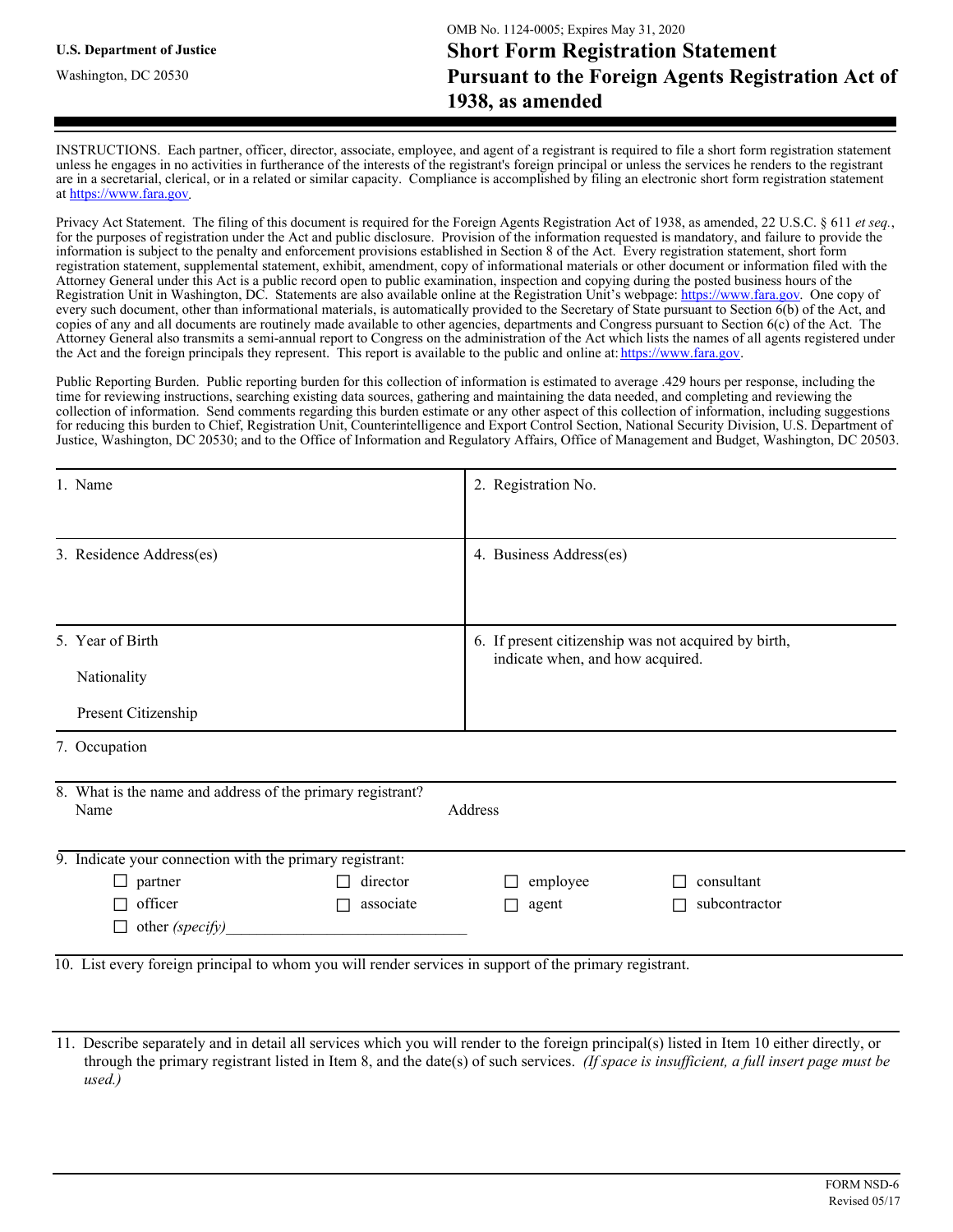**U.S. Department of Justice**

Washington, DC 20530

OMB No. 1124-0005; Expires May 31, 2020

# Short Form Registration Statement Pursuant to the Foreign Agents Registration Act of 1938, as amended

INSTRUCTIONS. Each partner, officer, director, associate, employee, and agent of a registrant is required to file a short form registration statement unless he engages in no activities in furtherance of the interests of the registrant's foreign principal or unless the services he renders to the registrant are in a secretarial, clerical, or in a related or similar capacity. Compliance is accomplished by filing an electronic short form registration statement at https://www.fara.gov.

Privacy Act Statement. The filing of this document is required for the Foreign Agents Registration Act of 1938, as amended, 22 U.S.C. § 611 *et seq.*, for the purposes of registration under the Act and public disclosure. Provision of the information requested is mandatory, and failure to provide the information is subject to the penalty and enforcement provisions established in Section 8 of the Act. Every registration statement, short form registration statement, supplemental statement, exhibit, amendment, copy of informational materials or other document or information filed with the Attorney General under this Act is a public record open to public examination, inspection and copying during the posted business hours of the Registration Unit in Washington, DC. Statements are also available online at the Registration Unit's webpage: https://www.fara.gov. One copy of every such document, other than informational materials, is automatically provided to the Secretary of State pursuant to Section 6(b) of the Act, and copies of any and all documents are routinely made available to other agencies, departments and Congress pursuant to Section 6(c) of the Act. The Attorney General also transmits a semi-annual report to Congress on the administration of the Act which lists the names of all agents registered under the Act and the foreign principals they represent. This report is available to the public and online at: https://www.fara.gov.

Public Reporting Burden. Public reporting burden for this collection of information is estimated to average .429 hours per response, including the time for reviewing instructions, searching existing data sources, gathering and maintaining the data needed, and completing and reviewing the collection of information. Send comments regarding this burden estimate or any other aspect of this collection of information, including suggestions for reducing this burden to Chief, Registration Unit, Counterintelligence and Export Control Section, National Security Division, U.S. Department of Justice, Washington, DC 20530; and to the Office of Information and Regulatory Affairs, Office of Management and Budget, Washington, DC 20503.

| 1. Name | 2. Registration No. |
|---|---|
| 3. Residence Address(es) | 4. Business Address(es) |
| 5. Year of Birth<br><br>Nationality<br><br>Present Citizenship | 6. If present citizenship was not acquired by birth, indicate when, and how acquired. |

7. Occupation

8. What is the name and address of the primary registrant?

Name &nbsp;&nbsp;&nbsp;&nbsp;&nbsp;&nbsp;&nbsp;&nbsp;&nbsp;&nbsp;&nbsp;&nbsp;&nbsp;&nbsp;&nbsp;&nbsp;&nbsp;&nbsp;&nbsp;&nbsp; Address

9. Indicate your connection with the primary registrant:

| | | | |
|---|---|---|---|
| ☐ partner | ☐ director | ☐ employee | ☐ consultant |
| ☐ officer | ☐ associate | ☐ agent | ☐ subcontractor |
| ☐ other *(specify)*_______________________________ | | | |

10. List every foreign principal to whom you will render services in support of the primary registrant.

11. Describe separately and in detail all services which you will render to the foreign principal(s) listed in Item 10 either directly, or through the primary registrant listed in Item 8, and the date(s) of such services. *(If space is insufficient, a full insert page must be used.)*

FORM NSD-6
Revised 05/17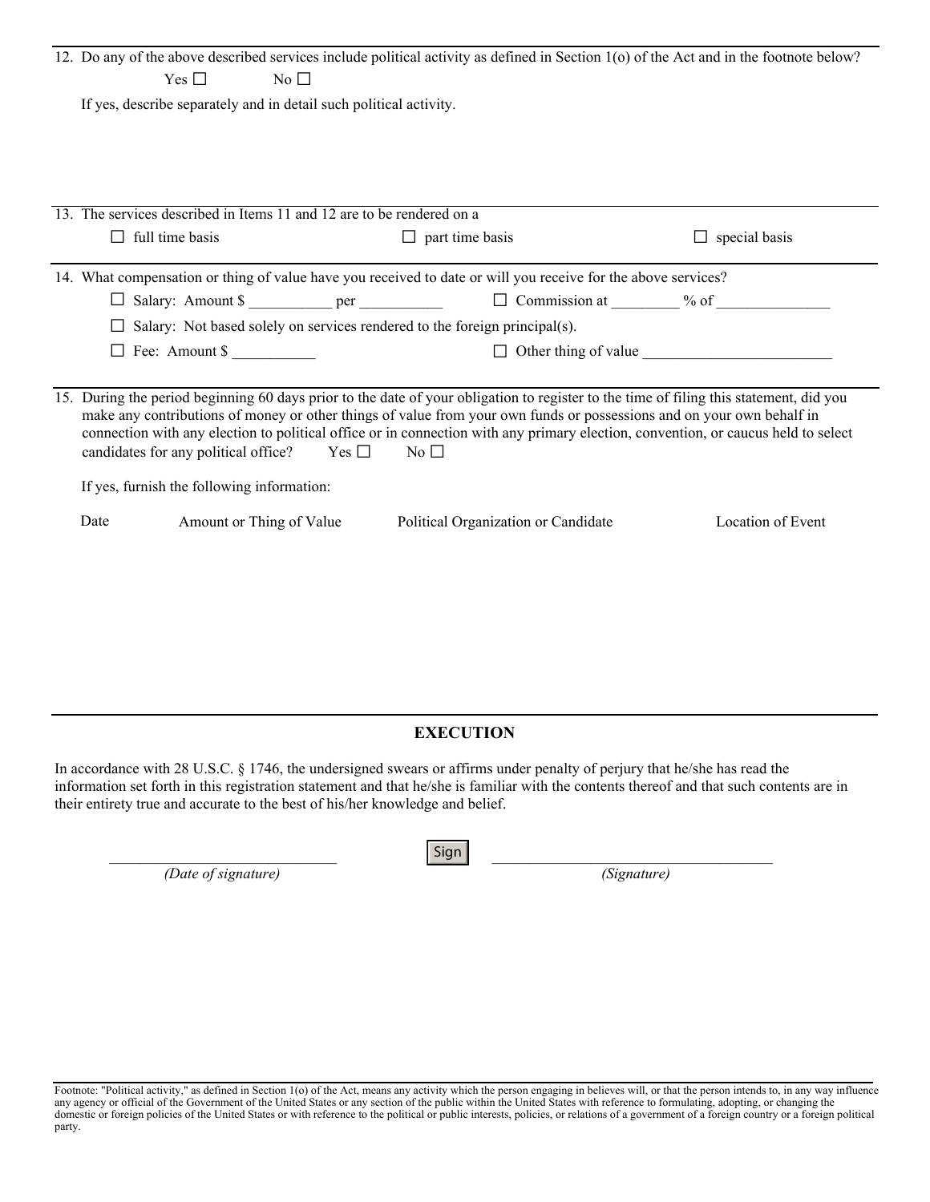12. Do any of the above described services include political activity as defined in Section 1(o) of the Act and in the footnote below?

Yes ☐ No ☐

If yes, describe separately and in detail such political activity.

13. The services described in Items 11 and 12 are to be rendered on a

☐ full time basis ☐ part time basis ☐ special basis

14. What compensation or thing of value have you received to date or will you receive for the above services?

☐ Salary: Amount $ ___________ per ___________ ☐ Commission at _________ % of _______________

☐ Salary: Not based solely on services rendered to the foreign principal(s).

☐ Fee: Amount $ ___________ ☐ Other thing of value _________________________

15. During the period beginning 60 days prior to the date of your obligation to register to the time of filing this statement, did you make any contributions of money or other things of value from your own funds or possessions and on your own behalf in connection with any election to political office or in connection with any primary election, convention, or caucus held to select candidates for any political office? Yes ☐ No ☐

If yes, furnish the following information:

| Date | Amount or Thing of Value | Political Organization or Candidate | Location of Event |
|---|---|---|---|

## EXECUTION

In accordance with 28 U.S.C. § 1746, the undersigned swears or affirms under penalty of perjury that he/she has read the information set forth in this registration statement and that he/she is familiar with the contents thereof and that such contents are in their entirety true and accurate to the best of his/her knowledge and belief.

______________________________ Sign ____________________________________

*(Date of signature)* *(Signature)*

Footnote: "Political activity," as defined in Section 1(o) of the Act, means any activity which the person engaging in believes will, or that the person intends to, in any way influence any agency or official of the Government of the United States or any section of the public within the United States with reference to formulating, adopting, or changing the domestic or foreign policies of the United States or with reference to the political or public interests, policies, or relations of a government of a foreign country or a foreign political party.